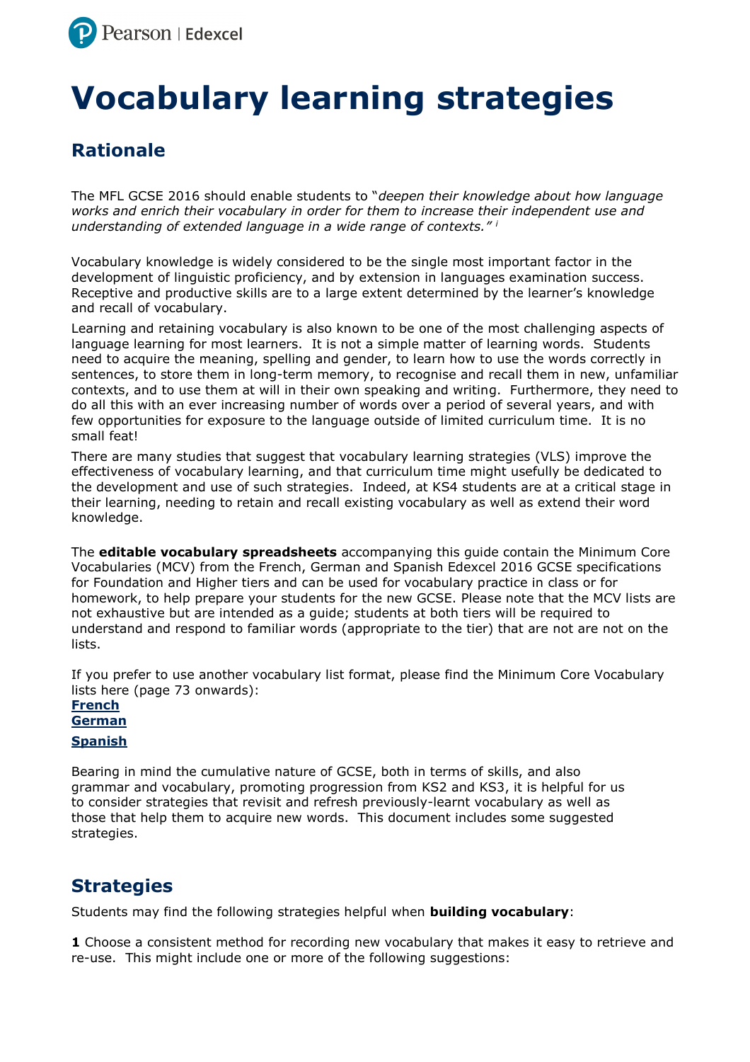# Vocabulary learning strategies

## Rationale

The MFL GCSE 2016 should enable students to "*deepen their knowledge about how language works and enrich their vocabulary in order for them to increase their independent use and understanding of extended language in a wide range of contexts.*" [i]

Vocabulary knowledge is widely considered to be the single most important factor in the development of linguistic proficiency, and by extension in languages examination success. Receptive and productive skills are to a large extent determined by the learner's knowledge and recall of vocabulary.

Learning and retaining vocabulary is also known to be one of the most challenging aspects of language learning for most learners. It is not a simple matter of learning words. Students need to acquire the meaning, spelling and gender, to learn how to use the words correctly in sentences, to store them in long-term memory, to recognise and recall them in new, unfamiliar contexts, and to use them at will in their own speaking and writing. Furthermore, they need to do all this with an ever increasing number of words over a period of several years, and with few opportunities for exposure to the language outside of limited curriculum time. It is no small feat!

There are many studies that suggest that vocabulary learning strategies (VLS) improve the effectiveness of vocabulary learning, and that curriculum time might usefully be dedicated to the development and use of such strategies. Indeed, at KS4 students are at a critical stage in their learning, needing to retain and recall existing vocabulary as well as extend their word knowledge.

The **editable vocabulary spreadsheets** accompanying this guide contain the Minimum Core Vocabularies (MCV) from the French, German and Spanish Edexcel 2016 GCSE specifications for Foundation and Higher tiers and can be used for vocabulary practice in class or for homework, to help prepare your students for the new GCSE. Please note that the MCV lists are not exhaustive but are intended as a guide; students at both tiers will be required to understand and respond to familiar words (appropriate to the tier) that are not are not on the lists.

If you prefer to use another vocabulary list format, please find the Minimum Core Vocabulary lists here (page 73 onwards):

**French**
**German**
**Spanish**

Bearing in mind the cumulative nature of GCSE, both in terms of skills, and also grammar and vocabulary, promoting progression from KS2 and KS3, it is helpful for us to consider strategies that revisit and refresh previously-learnt vocabulary as well as those that help them to acquire new words. This document includes some suggested strategies.

## Strategies

Students may find the following strategies helpful when **building vocabulary**:

**1** Choose a consistent method for recording new vocabulary that makes it easy to retrieve and re-use. This might include one or more of the following suggestions: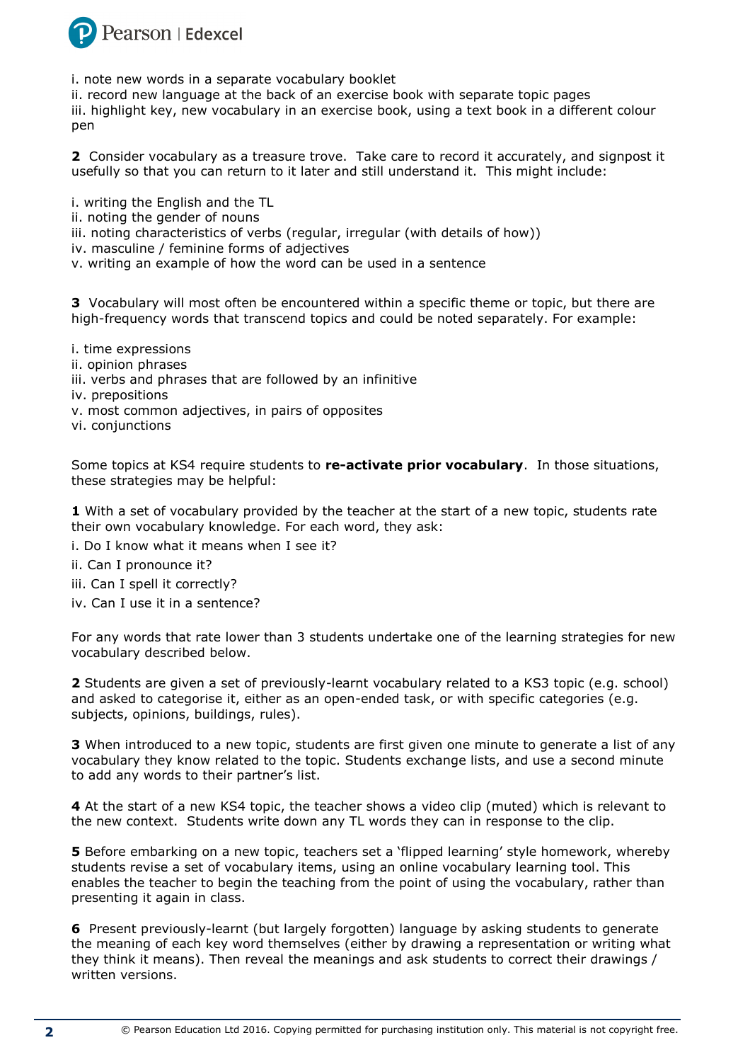i. note new words in a separate vocabulary booklet
ii. record new language at the back of an exercise book with separate topic pages
iii. highlight key, new vocabulary in an exercise book, using a text book in a different colour pen

**2** Consider vocabulary as a treasure trove. Take care to record it accurately, and signpost it usefully so that you can return to it later and still understand it. This might include:

i. writing the English and the TL
ii. noting the gender of nouns
iii. noting characteristics of verbs (regular, irregular (with details of how))
iv. masculine / feminine forms of adjectives
v. writing an example of how the word can be used in a sentence

**3** Vocabulary will most often be encountered within a specific theme or topic, but there are high-frequency words that transcend topics and could be noted separately. For example:

i. time expressions
ii. opinion phrases
iii. verbs and phrases that are followed by an infinitive
iv. prepositions
v. most common adjectives, in pairs of opposites
vi. conjunctions

Some topics at KS4 require students to **re-activate prior vocabulary**. In those situations, these strategies may be helpful:

**1** With a set of vocabulary provided by the teacher at the start of a new topic, students rate their own vocabulary knowledge. For each word, they ask:

i. Do I know what it means when I see it?
ii. Can I pronounce it?
iii. Can I spell it correctly?
iv. Can I use it in a sentence?

For any words that rate lower than 3 students undertake one of the learning strategies for new vocabulary described below.

**2** Students are given a set of previously-learnt vocabulary related to a KS3 topic (e.g. school) and asked to categorise it, either as an open-ended task, or with specific categories (e.g. subjects, opinions, buildings, rules).

**3** When introduced to a new topic, students are first given one minute to generate a list of any vocabulary they know related to the topic. Students exchange lists, and use a second minute to add any words to their partner's list.

**4** At the start of a new KS4 topic, the teacher shows a video clip (muted) which is relevant to the new context. Students write down any TL words they can in response to the clip.

**5** Before embarking on a new topic, teachers set a 'flipped learning' style homework, whereby students revise a set of vocabulary items, using an online vocabulary learning tool. This enables the teacher to begin the teaching from the point of using the vocabulary, rather than presenting it again in class.

**6** Present previously-learnt (but largely forgotten) language by asking students to generate the meaning of each key word themselves (either by drawing a representation or writing what they think it means). Then reveal the meanings and ask students to correct their drawings / written versions.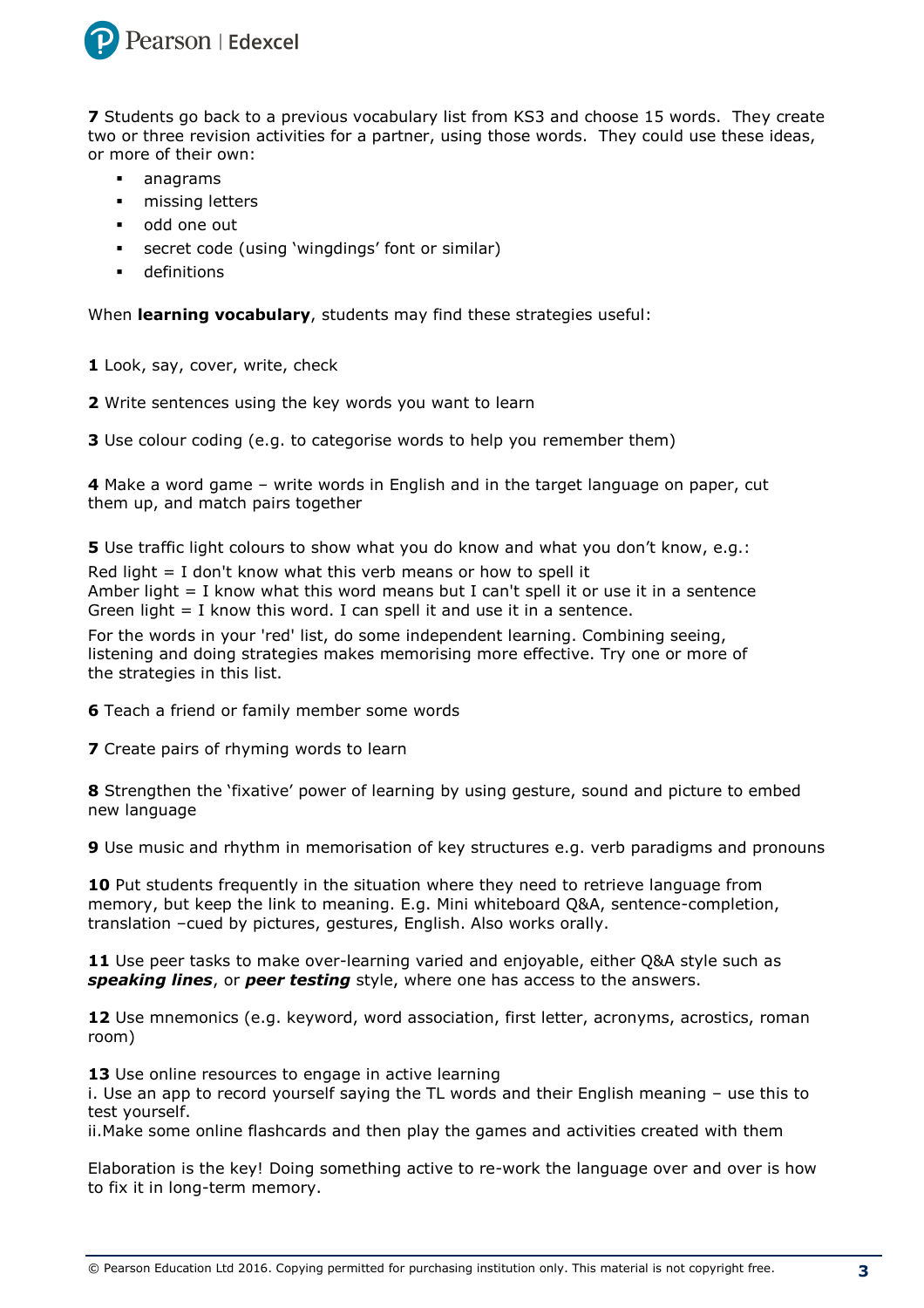**7** Students go back to a previous vocabulary list from KS3 and choose 15 words. They create two or three revision activities for a partner, using those words. They could use these ideas, or more of their own:

- anagrams
- missing letters
- odd one out
- secret code (using 'wingdings' font or similar)
- definitions

When **learning vocabulary**, students may find these strategies useful:

**1** Look, say, cover, write, check

**2** Write sentences using the key words you want to learn

**3** Use colour coding (e.g. to categorise words to help you remember them)

**4** Make a word game – write words in English and in the target language on paper, cut them up, and match pairs together

**5** Use traffic light colours to show what you do know and what you don't know, e.g.:

Red light = I don't know what this verb means or how to spell it
Amber light = I know what this word means but I can't spell it or use it in a sentence
Green light = I know this word. I can spell it and use it in a sentence.

For the words in your 'red' list, do some independent learning. Combining seeing, listening and doing strategies makes memorising more effective. Try one or more of the strategies in this list.

**6** Teach a friend or family member some words

**7** Create pairs of rhyming words to learn

**8** Strengthen the 'fixative' power of learning by using gesture, sound and picture to embed new language

**9** Use music and rhythm in memorisation of key structures e.g. verb paradigms and pronouns

**10** Put students frequently in the situation where they need to retrieve language from memory, but keep the link to meaning. E.g. Mini whiteboard Q&A, sentence-completion, translation –cued by pictures, gestures, English. Also works orally.

**11** Use peer tasks to make over-learning varied and enjoyable, either Q&A style such as ***speaking lines***, or ***peer testing*** style, where one has access to the answers.

**12** Use mnemonics (e.g. keyword, word association, first letter, acronyms, acrostics, roman room)

**13** Use online resources to engage in active learning
i. Use an app to record yourself saying the TL words and their English meaning – use this to test yourself.
ii.Make some online flashcards and then play the games and activities created with them

Elaboration is the key! Doing something active to re-work the language over and over is how to fix it in long-term memory.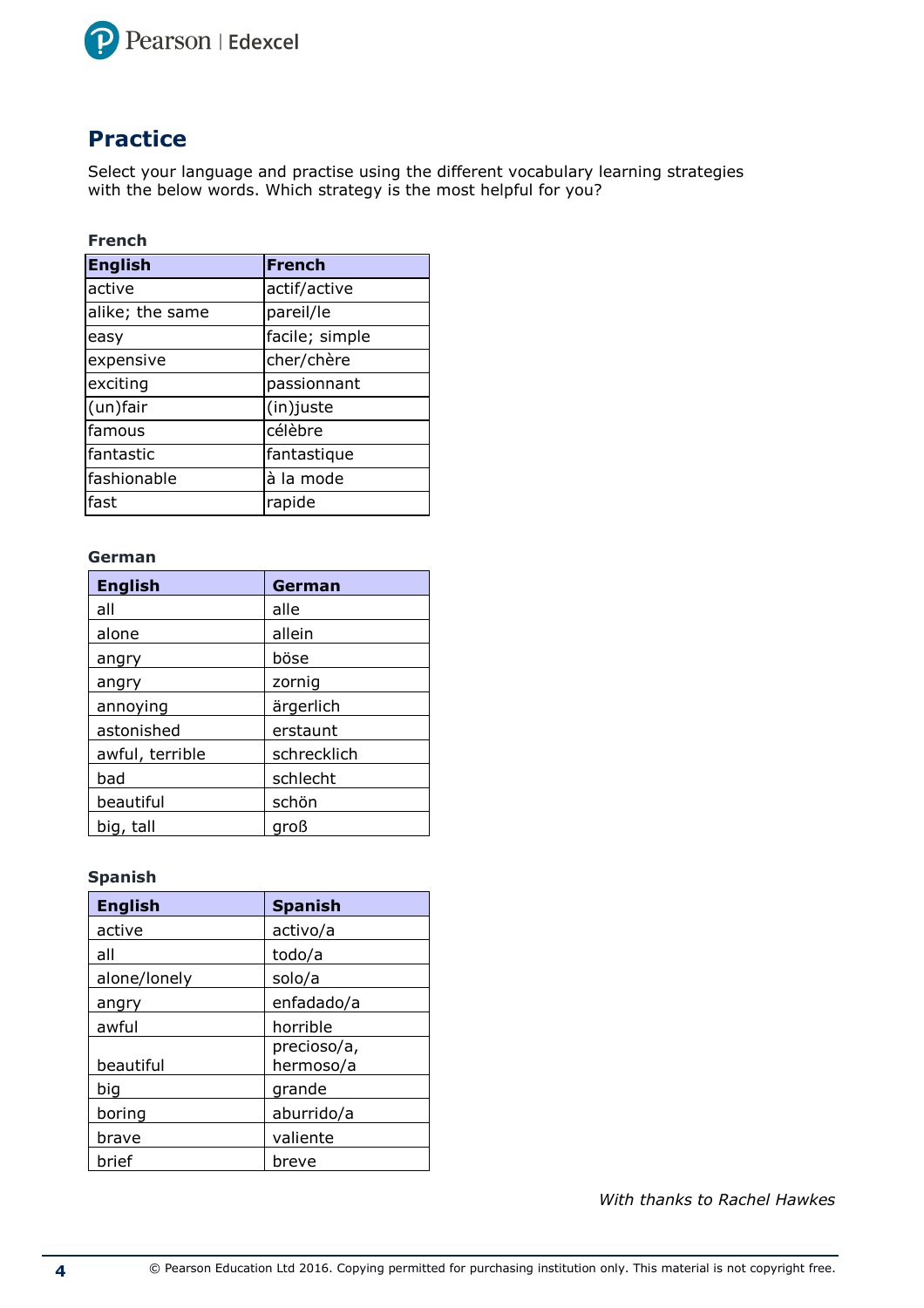## Practice

Select your language and practise using the different vocabulary learning strategies with the below words. Which strategy is the most helpful for you?

**French**

| English | French |
|---|---|
| active | actif/active |
| alike; the same | pareil/le |
| easy | facile; simple |
| expensive | cher/chère |
| exciting | passionnant |
| (un)fair | (in)juste |
| famous | célèbre |
| fantastic | fantastique |
| fashionable | à la mode |
| fast | rapide |

**German**

| English | German |
|---|---|
| all | alle |
| alone | allein |
| angry | böse |
| angry | zornig |
| annoying | ärgerlich |
| astonished | erstaunt |
| awful, terrible | schrecklich |
| bad | schlecht |
| beautiful | schön |
| big, tall | groß |

**Spanish**

| English | Spanish |
|---|---|
| active | activo/a |
| all | todo/a |
| alone/lonely | solo/a |
| angry | enfadado/a |
| awful | horrible |
| beautiful | precioso/a, hermoso/a |
| big | grande |
| boring | aburrido/a |
| brave | valiente |
| brief | breve |

*With thanks to Rachel Hawkes*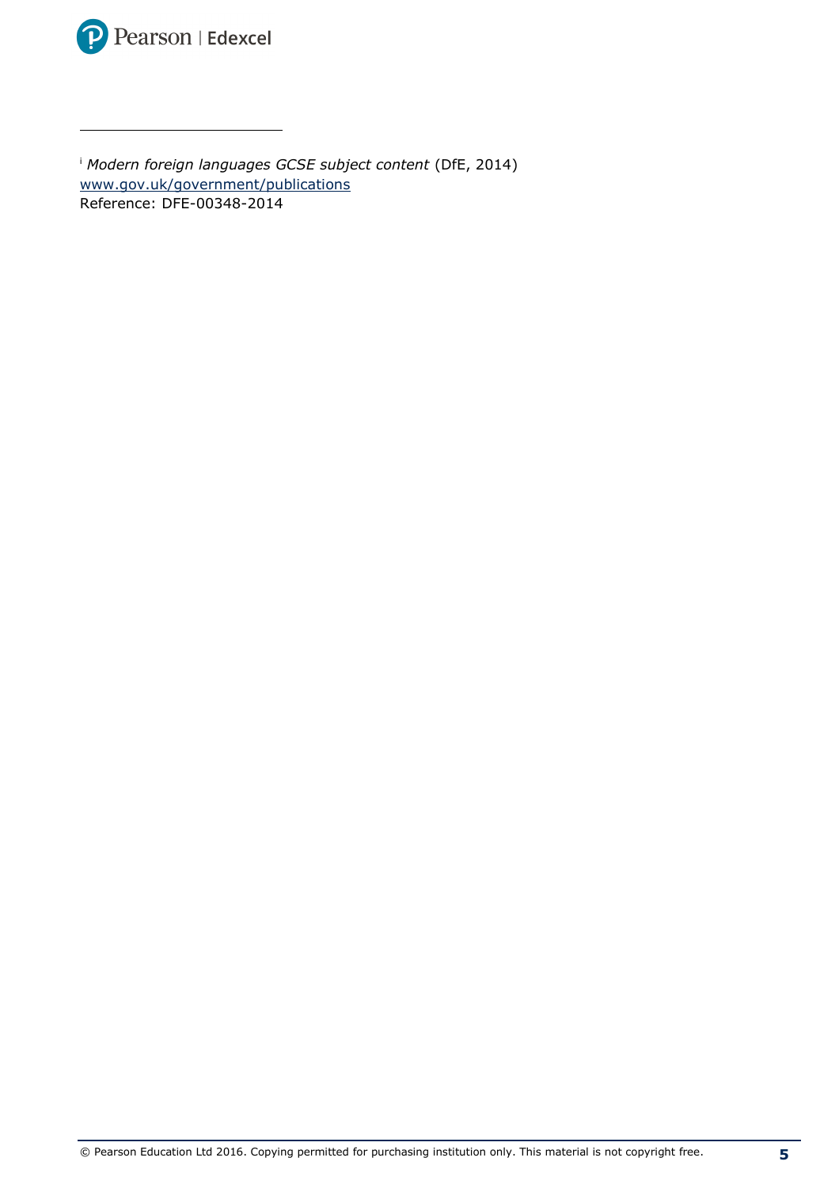[i] *Modern foreign languages GCSE subject content* (DfE, 2014)
www.gov.uk/government/publications
Reference: DFE-00348-2014

© Pearson Education Ltd 2016. Copying permitted for purchasing institution only. This material is not copyright free.